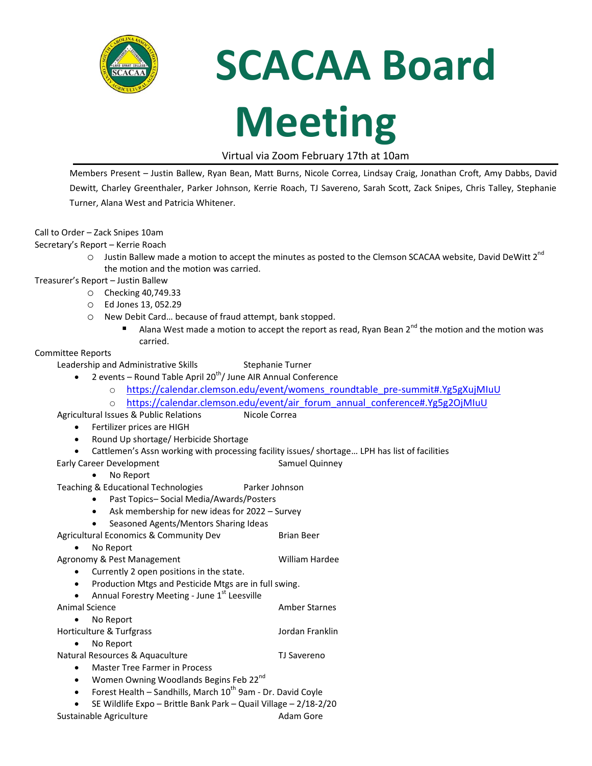# SCACAA Board Meeting

Virtual via Zoom February 17th at 10am

Members Present – Justin Ballew, Ryan Bean, Matt Burns, Nicole Correa, Lindsay Craig, Jonathan Croft, Amy Dabbs, David Dewitt, Charley Greenthaler, Parker Johnson, Kerrie Roach, TJ Savereno, Sarah Scott, Zack Snipes, Chris Talley, Stephanie Turner, Alana West and Patricia Whitener.

Call to Order – Zack Snipes 10am

Secretary's Report – Kerrie Roach

- Justin Ballew made a motion to accept the minutes as posted to the Clemson SCACAA website, David DeWitt 2nd the motion and the motion was carried.

Treasurer's Report – Justin Ballew

- Checking 40,749.33
- Ed Jones 13, 052.29
- New Debit Card… because of fraud attempt, bank stopped.
  - Alana West made a motion to accept the report as read, Ryan Bean 2nd the motion and the motion was carried.

Committee Reports

Leadership and Administrative Skills — Stephanie Turner

- 2 events – Round Table April 20th/ June AIR Annual Conference
  - https://calendar.clemson.edu/event/womens_roundtable_pre-summit#.Yg5gXujMIuU
  - https://calendar.clemson.edu/event/air_forum_annual_conference#.Yg5g2OjMIuU

Agricultural Issues & Public Relations — Nicole Correa

- Fertilizer prices are HIGH
- Round Up shortage/ Herbicide Shortage
- Cattlemen's Assn working with processing facility issues/ shortage… LPH has list of facilities

Early Career Development — Samuel Quinney

- No Report

Teaching & Educational Technologies — Parker Johnson

- Past Topics– Social Media/Awards/Posters
- Ask membership for new ideas for 2022 – Survey
- Seasoned Agents/Mentors Sharing Ideas

Agricultural Economics & Community Dev — Brian Beer

- No Report

Agronomy & Pest Management — William Hardee

- Currently 2 open positions in the state.
- Production Mtgs and Pesticide Mtgs are in full swing.
- Annual Forestry Meeting - June 1st Leesville

Animal Science — Amber Starnes

- No Report

Horticulture & Turfgrass — Jordan Franklin

- No Report

Natural Resources & Aquaculture — TJ Savereno

- Master Tree Farmer in Process
- Women Owning Woodlands Begins Feb 22nd
- Forest Health – Sandhills, March 10th 9am - Dr. David Coyle
- SE Wildlife Expo – Brittle Bank Park – Quail Village – 2/18-2/20

Sustainable Agriculture — Adam Gore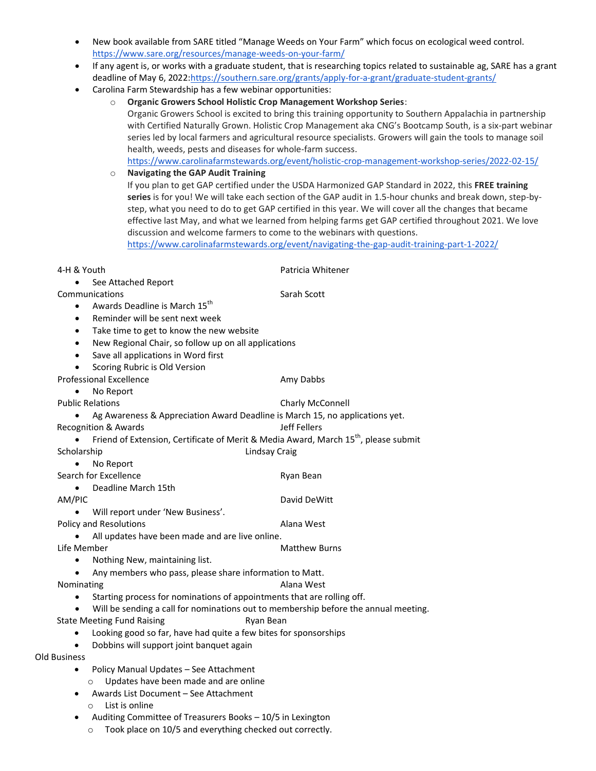- New book available from SARE titled "Manage Weeds on Your Farm" which focus on ecological weed control. https://www.sare.org/resources/manage-weeds-on-your-farm/
- If any agent is, or works with a graduate student, that is researching topics related to sustainable ag, SARE has a grant deadline of May 6, 2022:https://southern.sare.org/grants/apply-for-a-grant/graduate-student-grants/
- Carolina Farm Stewardship has a few webinar opportunities:
    - **Organic Growers School Holistic Crop Management Workshop Series**:
      Organic Growers School is excited to bring this training opportunity to Southern Appalachia in partnership with Certified Naturally Grown. Holistic Crop Management aka CNG's Bootcamp South, is a six-part webinar series led by local farmers and agricultural resource specialists. Growers will gain the tools to manage soil health, weeds, pests and diseases for whole-farm success.
      https://www.carolinafarmstewards.org/event/holistic-crop-management-workshop-series/2022-02-15/
    - **Navigating the GAP Audit Training**
      If you plan to get GAP certified under the USDA Harmonized GAP Standard in 2022, this **FREE training series** is for you! We will take each section of the GAP audit in 1.5-hour chunks and break down, step-by-step, what you need to do to get GAP certified in this year. We will cover all the changes that became effective last May, and what we learned from helping farms get GAP certified throughout 2021. We love discussion and welcome farmers to come to the webinars with questions.
      https://www.carolinafarmstewards.org/event/navigating-the-gap-audit-training-part-1-2022/

4-H & Youth — Patricia Whitener
- See Attached Report

Communications — Sarah Scott
- Awards Deadline is March 15th
- Reminder will be sent next week
- Take time to get to know the new website
- New Regional Chair, so follow up on all applications
- Save all applications in Word first
- Scoring Rubric is Old Version

Professional Excellence — Amy Dabbs
- No Report

Public Relations — Charly McConnell
- Ag Awareness & Appreciation Award Deadline is March 15, no applications yet.

Recognition & Awards — Jeff Fellers
- Friend of Extension, Certificate of Merit & Media Award, March 15th, please submit

Scholarship — Lindsay Craig
- No Report

Search for Excellence — Ryan Bean
- Deadline March 15th

AM/PIC — David DeWitt
- Will report under 'New Business'.

Policy and Resolutions — Alana West
- All updates have been made and are live online.

Life Member — Matthew Burns
- Nothing New, maintaining list.
- Any members who pass, please share information to Matt.

Nominating — Alana West
- Starting process for nominations of appointments that are rolling off.
- Will be sending a call for nominations out to membership before the annual meeting.

State Meeting Fund Raising — Ryan Bean
- Looking good so far, have had quite a few bites for sponsorships
- Dobbins will support joint banquet again

Old Business
- Policy Manual Updates – See Attachment
    - Updates have been made and are online
- Awards List Document – See Attachment
    - List is online
- Auditing Committee of Treasurers Books – 10/5 in Lexington
    - Took place on 10/5 and everything checked out correctly.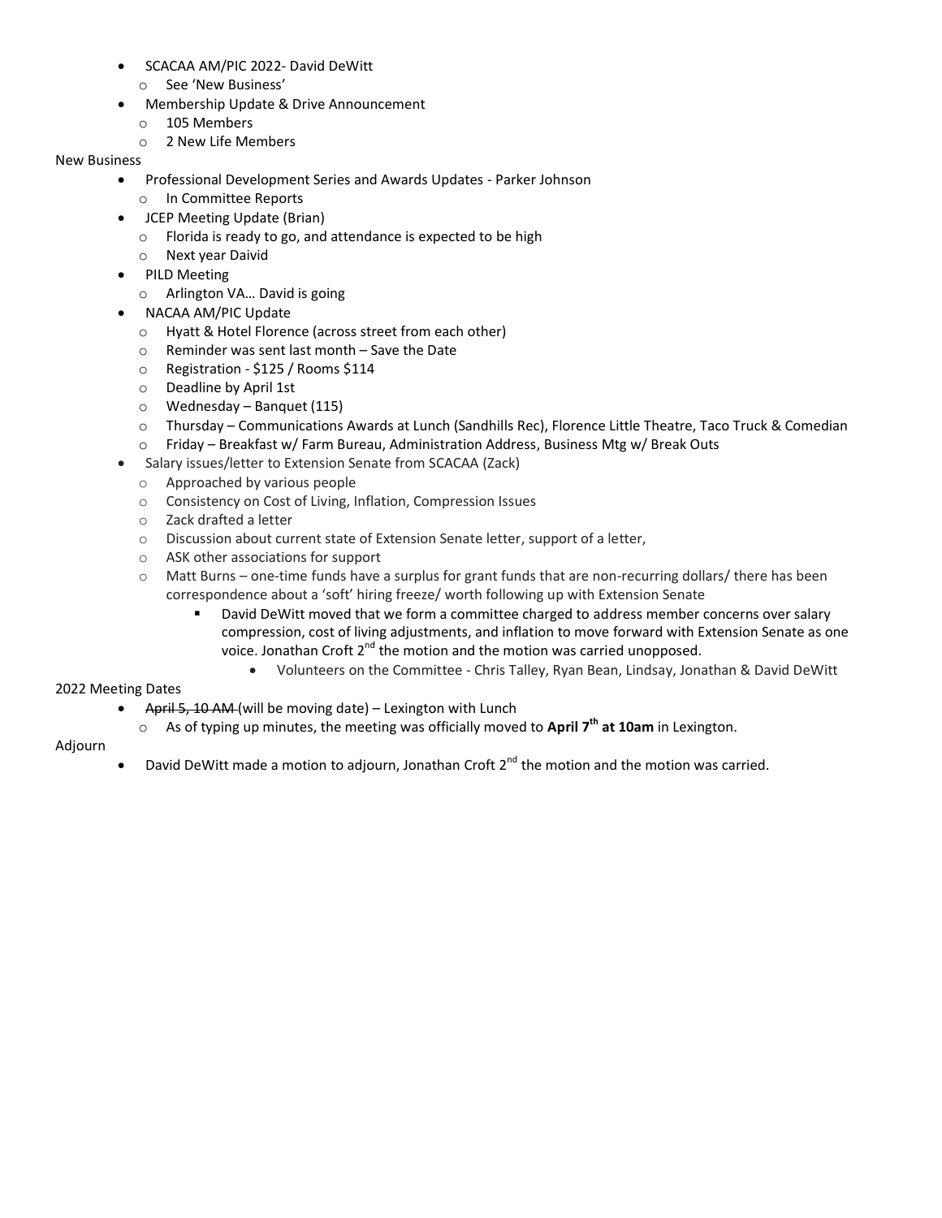- SCACAA AM/PIC 2022- David DeWitt
  - See 'New Business'
- Membership Update & Drive Announcement
  - 105 Members
  - 2 New Life Members

New Business

- Professional Development Series and Awards Updates - Parker Johnson
  - In Committee Reports
- JCEP Meeting Update (Brian)
  - Florida is ready to go, and attendance is expected to be high
  - Next year Daivid
- PILD Meeting
  - Arlington VA… David is going
- NACAA AM/PIC Update
  - Hyatt & Hotel Florence (across street from each other)
  - Reminder was sent last month – Save the Date
  - Registration - $125 / Rooms $114
  - Deadline by April 1st
  - Wednesday – Banquet (115)
  - Thursday – Communications Awards at Lunch (Sandhills Rec), Florence Little Theatre, Taco Truck & Comedian
  - Friday – Breakfast w/ Farm Bureau, Administration Address, Business Mtg w/ Break Outs
- Salary issues/letter to Extension Senate from SCACAA (Zack)
  - Approached by various people
  - Consistency on Cost of Living, Inflation, Compression Issues
  - Zack drafted a letter
  - Discussion about current state of Extension Senate letter, support of a letter,
  - ASK other associations for support
  - Matt Burns – one-time funds have a surplus for grant funds that are non-recurring dollars/ there has been correspondence about a 'soft' hiring freeze/ worth following up with Extension Senate
    - David DeWitt moved that we form a committee charged to address member concerns over salary compression, cost of living adjustments, and inflation to move forward with Extension Senate as one voice. Jonathan Croft 2nd the motion and the motion was carried unopposed.
      - Volunteers on the Committee - Chris Talley, Ryan Bean, Lindsay, Jonathan & David DeWitt

2022 Meeting Dates

- ~~April 5, 10 AM~~ (will be moving date) – Lexington with Lunch
  - As of typing up minutes, the meeting was officially moved to **April 7th at 10am** in Lexington.

Adjourn

- David DeWitt made a motion to adjourn, Jonathan Croft 2nd the motion and the motion was carried.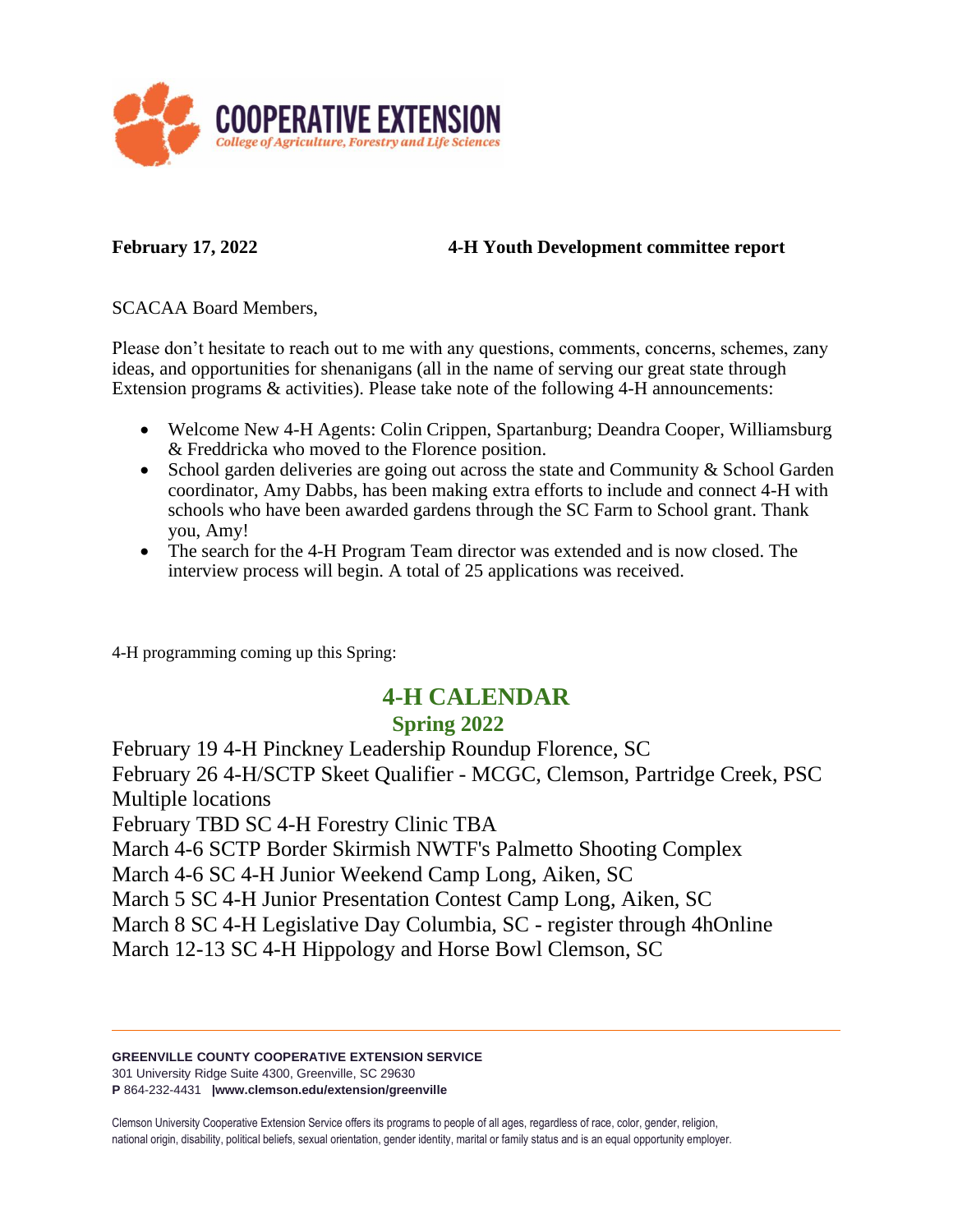COOPERATIVE EXTENSION
*College of Agriculture, Forestry and Life Sciences*

**February 17, 2022** **4-H Youth Development committee report**

SCACAA Board Members,

Please don't hesitate to reach out to me with any questions, comments, concerns, schemes, zany ideas, and opportunities for shenanigans (all in the name of serving our great state through Extension programs & activities). Please take note of the following 4-H announcements:

- Welcome New 4-H Agents: Colin Crippen, Spartanburg; Deandra Cooper, Williamsburg & Freddricka who moved to the Florence position.
- School garden deliveries are going out across the state and Community & School Garden coordinator, Amy Dabbs, has been making extra efforts to include and connect 4-H with schools who have been awarded gardens through the SC Farm to School grant. Thank you, Amy!
- The search for the 4-H Program Team director was extended and is now closed. The interview process will begin. A total of 25 applications was received.

4-H programming coming up this Spring:

## 4-H CALENDAR

### Spring 2022

February 19 4-H Pinckney Leadership Roundup Florence, SC
February 26 4-H/SCTP Skeet Qualifier - MCGC, Clemson, Partridge Creek, PSC Multiple locations
February TBD SC 4-H Forestry Clinic TBA
March 4-6 SCTP Border Skirmish NWTF's Palmetto Shooting Complex
March 4-6 SC 4-H Junior Weekend Camp Long, Aiken, SC
March 5 SC 4-H Junior Presentation Contest Camp Long, Aiken, SC
March 8 SC 4-H Legislative Day Columbia, SC - register through 4hOnline
March 12-13 SC 4-H Hippology and Horse Bowl Clemson, SC

**GREENVILLE COUNTY COOPERATIVE EXTENSION SERVICE**
301 University Ridge Suite 4300, Greenville, SC 29630
**P** 864-232-4431 **|www.clemson.edu/extension/greenville**

Clemson University Cooperative Extension Service offers its programs to people of all ages, regardless of race, color, gender, religion, national origin, disability, political beliefs, sexual orientation, gender identity, marital or family status and is an equal opportunity employer.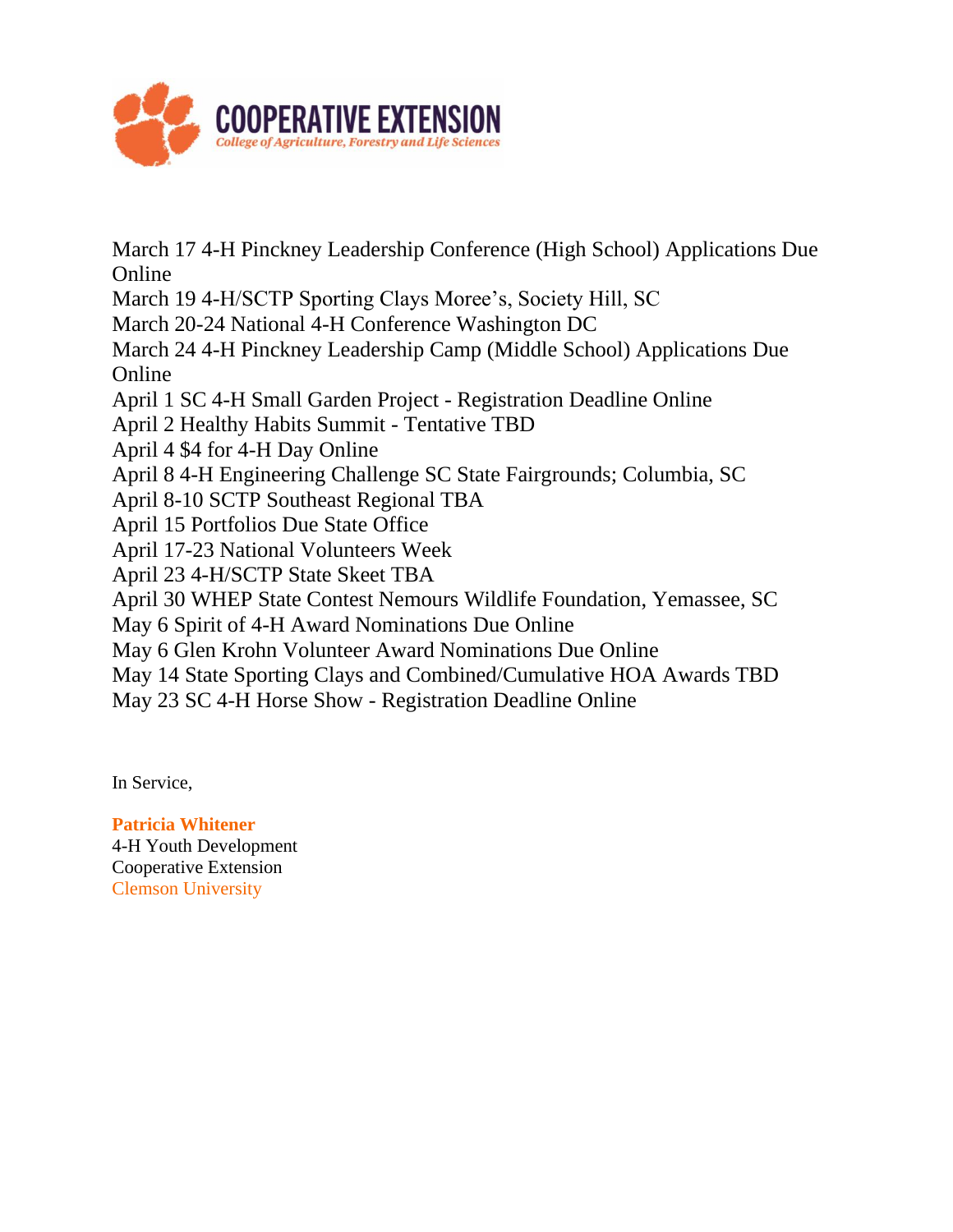March 17 4-H Pinckney Leadership Conference (High School) Applications Due Online
March 19 4-H/SCTP Sporting Clays Moree's, Society Hill, SC
March 20-24 National 4-H Conference Washington DC
March 24 4-H Pinckney Leadership Camp (Middle School) Applications Due Online
April 1 SC 4-H Small Garden Project - Registration Deadline Online
April 2 Healthy Habits Summit - Tentative TBD
April 4 $4 for 4-H Day Online
April 8 4-H Engineering Challenge SC State Fairgrounds; Columbia, SC
April 8-10 SCTP Southeast Regional TBA
April 15 Portfolios Due State Office
April 17-23 National Volunteers Week
April 23 4-H/SCTP State Skeet TBA
April 30 WHEP State Contest Nemours Wildlife Foundation, Yemassee, SC
May 6 Spirit of 4-H Award Nominations Due Online
May 6 Glen Krohn Volunteer Award Nominations Due Online
May 14 State Sporting Clays and Combined/Cumulative HOA Awards TBD
May 23 SC 4-H Horse Show - Registration Deadline Online

In Service,

**Patricia Whitener**
4-H Youth Development
Cooperative Extension
Clemson University